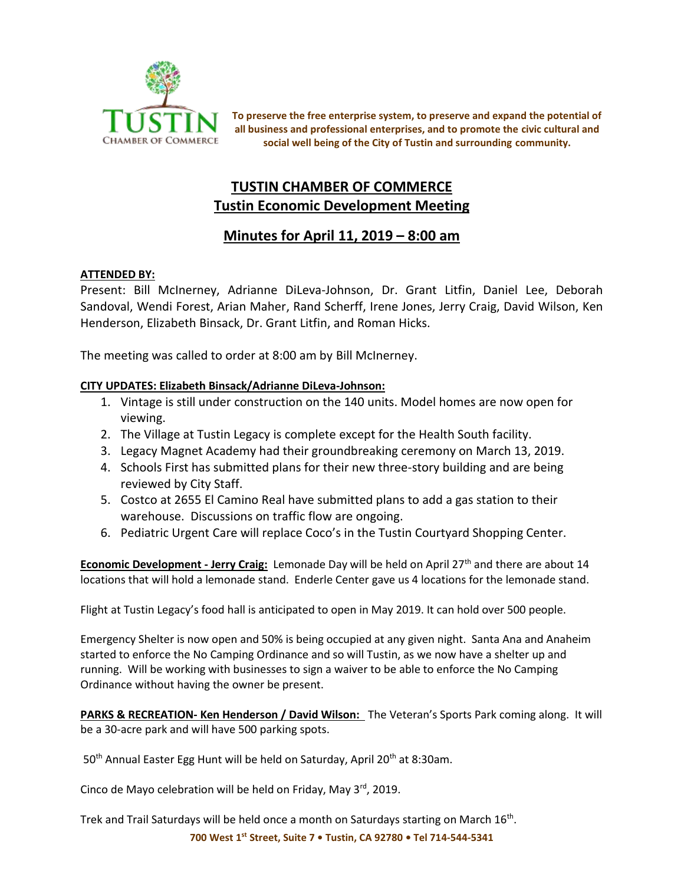To preserve the free enterprise system, to preserve and expand the potential of all business and professional enterprises, and to promote the civic cultural and social well being of the City of Tustin and surrounding community.

# TUSTIN CHAMBER OF COMMERCE
## Tustin Economic Development Meeting

## Minutes for April 11, 2019 – 8:00 am

**ATTENDED BY:**

Present: Bill McInerney, Adrianne DiLeva-Johnson, Dr. Grant Litfin, Daniel Lee, Deborah Sandoval, Wendi Forest, Arian Maher, Rand Scherff, Irene Jones, Jerry Craig, David Wilson, Ken Henderson, Elizabeth Binsack, Dr. Grant Litfin, and Roman Hicks.

The meeting was called to order at 8:00 am by Bill McInerney.

**CITY UPDATES: Elizabeth Binsack/Adrianne DiLeva-Johnson:**

1. Vintage is still under construction on the 140 units. Model homes are now open for viewing.
2. The Village at Tustin Legacy is complete except for the Health South facility.
3. Legacy Magnet Academy had their groundbreaking ceremony on March 13, 2019.
4. Schools First has submitted plans for their new three-story building and are being reviewed by City Staff.
5. Costco at 2655 El Camino Real have submitted plans to add a gas station to their warehouse. Discussions on traffic flow are ongoing.
6. Pediatric Urgent Care will replace Coco's in the Tustin Courtyard Shopping Center.

**Economic Development - Jerry Craig:** Lemonade Day will be held on April 27th and there are about 14 locations that will hold a lemonade stand. Enderle Center gave us 4 locations for the lemonade stand.

Flight at Tustin Legacy's food hall is anticipated to open in May 2019. It can hold over 500 people.

Emergency Shelter is now open and 50% is being occupied at any given night. Santa Ana and Anaheim started to enforce the No Camping Ordinance and so will Tustin, as we now have a shelter up and running. Will be working with businesses to sign a waiver to be able to enforce the No Camping Ordinance without having the owner be present.

**PARKS & RECREATION- Ken Henderson / David Wilson:** The Veteran's Sports Park coming along. It will be a 30-acre park and will have 500 parking spots.

50th Annual Easter Egg Hunt will be held on Saturday, April 20th at 8:30am.

Cinco de Mayo celebration will be held on Friday, May 3rd, 2019.

Trek and Trail Saturdays will be held once a month on Saturdays starting on March 16th.

**700 West 1st Street, Suite 7 • Tustin, CA 92780 • Tel 714-544-5341**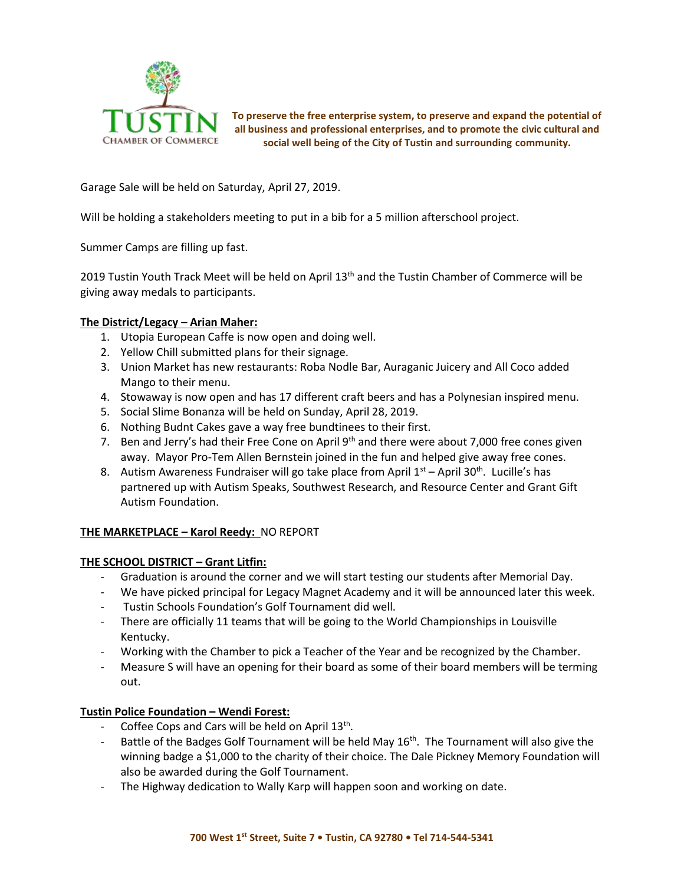Garage Sale will be held on Saturday, April 27, 2019.

Will be holding a stakeholders meeting to put in a bib for a 5 million afterschool project.

Summer Camps are filling up fast.

2019 Tustin Youth Track Meet will be held on April 13th and the Tustin Chamber of Commerce will be giving away medals to participants.

**The District/Legacy – Arian Maher:**

1. Utopia European Caffe is now open and doing well.
2. Yellow Chill submitted plans for their signage.
3. Union Market has new restaurants: Roba Nodle Bar, Auraganic Juicery and All Coco added Mango to their menu.
4. Stowaway is now open and has 17 different craft beers and has a Polynesian inspired menu.
5. Social Slime Bonanza will be held on Sunday, April 28, 2019.
6. Nothing Budnt Cakes gave a way free bundtinees to their first.
7. Ben and Jerry's had their Free Cone on April 9th and there were about 7,000 free cones given away. Mayor Pro-Tem Allen Bernstein joined in the fun and helped give away free cones.
8. Autism Awareness Fundraiser will go take place from April 1st – April 30th. Lucille's has partnered up with Autism Speaks, Southwest Research, and Resource Center and Grant Gift Autism Foundation.

**THE MARKETPLACE – Karol Reedy:** NO REPORT

**THE SCHOOL DISTRICT – Grant Litfin:**

- Graduation is around the corner and we will start testing our students after Memorial Day.
- We have picked principal for Legacy Magnet Academy and it will be announced later this week.
- Tustin Schools Foundation's Golf Tournament did well.
- There are officially 11 teams that will be going to the World Championships in Louisville Kentucky.
- Working with the Chamber to pick a Teacher of the Year and be recognized by the Chamber.
- Measure S will have an opening for their board as some of their board members will be terming out.

**Tustin Police Foundation – Wendi Forest:**

- Coffee Cops and Cars will be held on April 13th.
- Battle of the Badges Golf Tournament will be held May 16th. The Tournament will also give the winning badge a $1,000 to the charity of their choice. The Dale Pickney Memory Foundation will also be awarded during the Golf Tournament.
- The Highway dedication to Wally Karp will happen soon and working on date.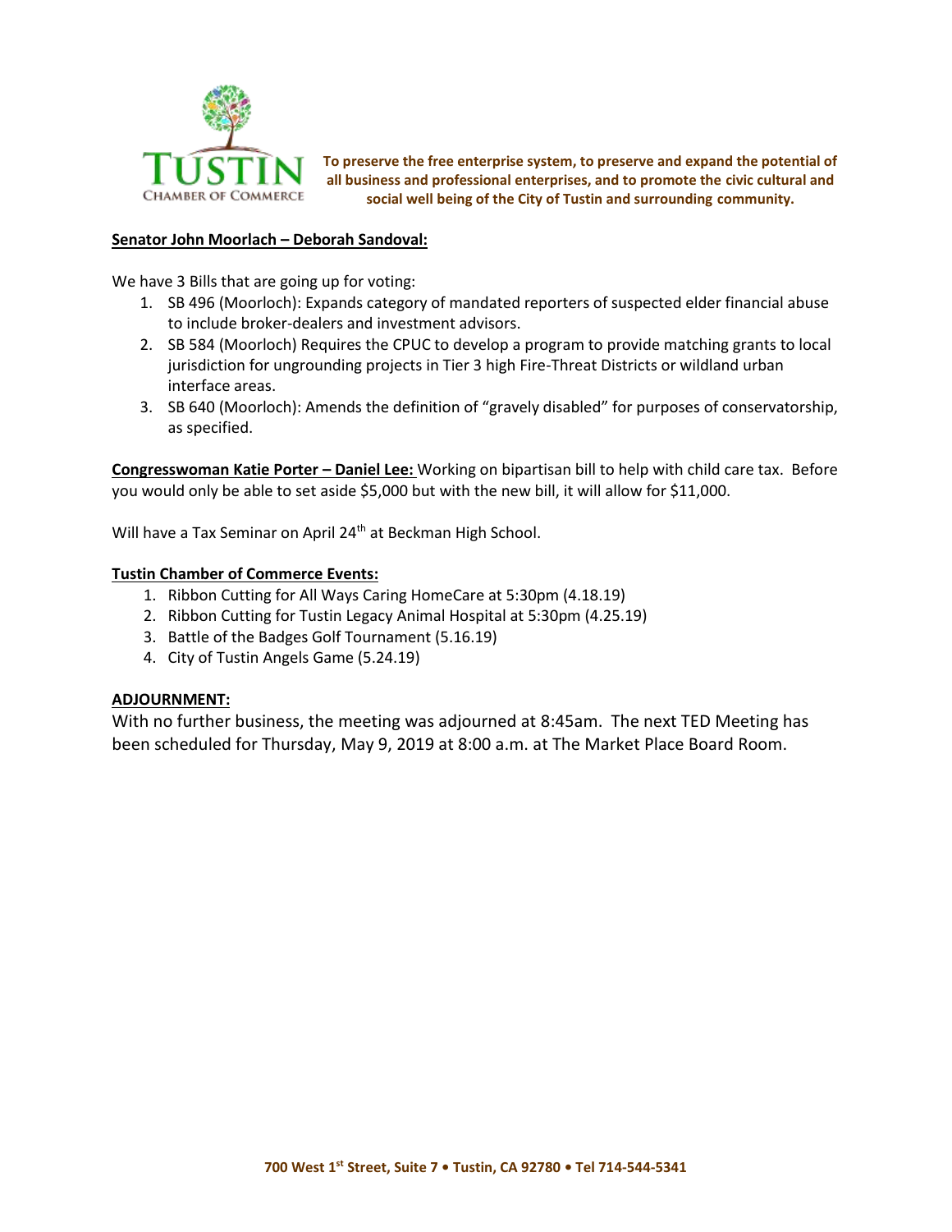To preserve the free enterprise system, to preserve and expand the potential of all business and professional enterprises, and to promote the civic cultural and social well being of the City of Tustin and surrounding community.

**Senator John Moorlach – Deborah Sandoval:**

We have 3 Bills that are going up for voting:

1. SB 496 (Moorloch): Expands category of mandated reporters of suspected elder financial abuse to include broker-dealers and investment advisors.
2. SB 584 (Moorloch) Requires the CPUC to develop a program to provide matching grants to local jurisdiction for ungrounding projects in Tier 3 high Fire-Threat Districts or wildland urban interface areas.
3. SB 640 (Moorloch): Amends the definition of "gravely disabled" for purposes of conservatorship, as specified.

**Congresswoman Katie Porter – Daniel Lee:** Working on bipartisan bill to help with child care tax. Before you would only be able to set aside $5,000 but with the new bill, it will allow for $11,000.

Will have a Tax Seminar on April 24th at Beckman High School.

**Tustin Chamber of Commerce Events:**

1. Ribbon Cutting for All Ways Caring HomeCare at 5:30pm (4.18.19)
2. Ribbon Cutting for Tustin Legacy Animal Hospital at 5:30pm (4.25.19)
3. Battle of the Badges Golf Tournament (5.16.19)
4. City of Tustin Angels Game (5.24.19)

**ADJOURNMENT:**

With no further business, the meeting was adjourned at 8:45am. The next TED Meeting has been scheduled for Thursday, May 9, 2019 at 8:00 a.m. at The Market Place Board Room.